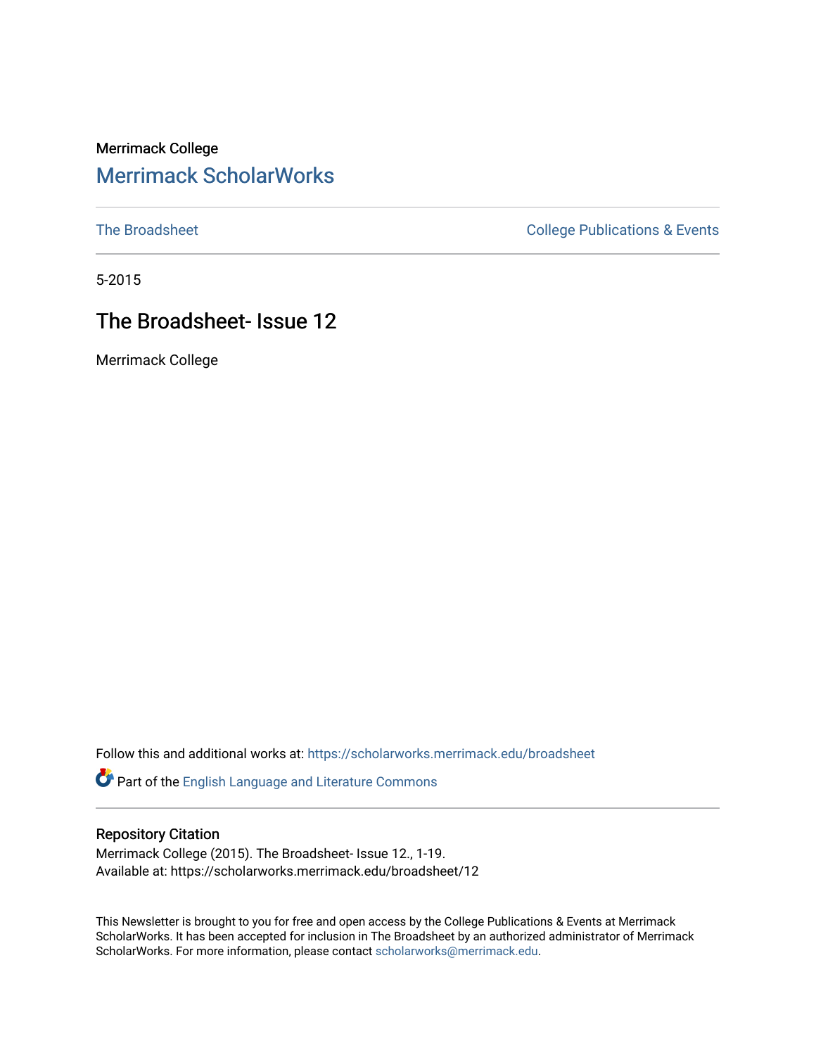Merrimack College

# Merrimack ScholarWorks

The Broadsheet

College Publications & Events

5-2015

## The Broadsheet- Issue 12

Merrimack College

Follow this and additional works at: https://scholarworks.merrimack.edu/broadsheet

Part of the English Language and Literature Commons

### Repository Citation

Merrimack College (2015). The Broadsheet- Issue 12., 1-19.
Available at: https://scholarworks.merrimack.edu/broadsheet/12

This Newsletter is brought to you for free and open access by the College Publications & Events at Merrimack ScholarWorks. It has been accepted for inclusion in The Broadsheet by an authorized administrator of Merrimack ScholarWorks. For more information, please contact scholarworks@merrimack.edu.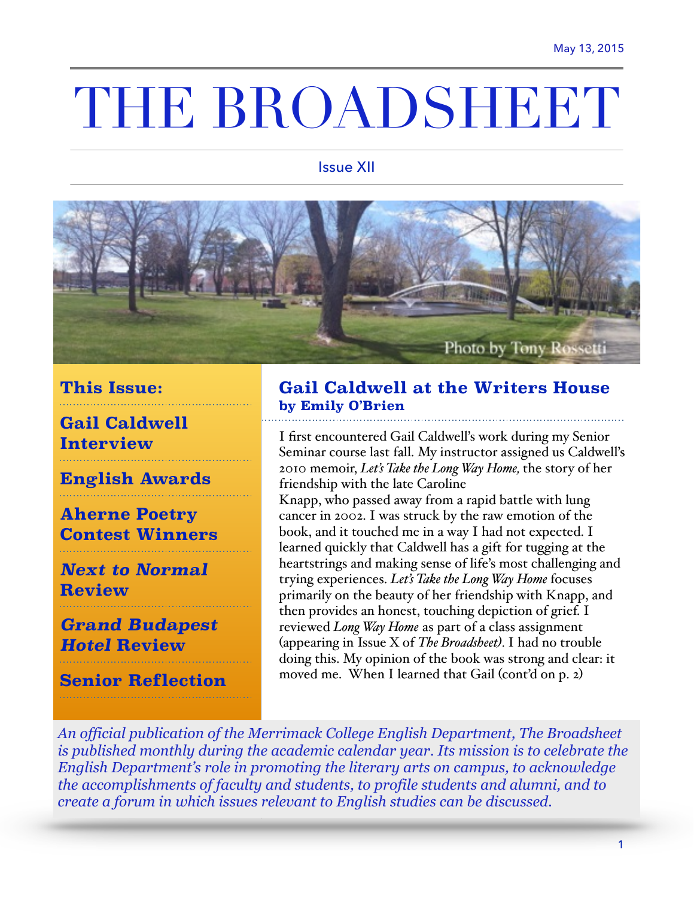May 13, 2015

# THE BROADSHEET

Issue XII

Photo by Tony Rossetti

**This Issue:**

**Gail Caldwell Interview**

**English Awards**

**Aherne Poetry Contest Winners**

***Next to Normal* Review**

***Grand Budapest Hotel* Review**

**Senior Reflection**

## Gail Caldwell at the Writers House
**by Emily O'Brien**

I first encountered Gail Caldwell's work during my Senior Seminar course last fall. My instructor assigned us Caldwell's 2010 memoir, *Let's Take the Long Way Home,* the story of her friendship with the late Caroline Knapp, who passed away from a rapid battle with lung cancer in 2002. I was struck by the raw emotion of the book, and it touched me in a way I had not expected. I learned quickly that Caldwell has a gift for tugging at the heartstrings and making sense of life's most challenging and trying experiences. *Let's Take the Long Way Home* focuses primarily on the beauty of her friendship with Knapp, and then provides an honest, touching depiction of grief. I reviewed *Long Way Home* as part of a class assignment (appearing in Issue X of *The Broadsheet).* I had no trouble doing this. My opinion of the book was strong and clear: it moved me. When I learned that Gail (cont'd on p. 2)

*An official publication of the Merrimack College English Department, The Broadsheet is published monthly during the academic calendar year. Its mission is to celebrate the English Department's role in promoting the literary arts on campus, to acknowledge the accomplishments of faculty and students, to profile students and alumni, and to create a forum in which issues relevant to English studies can be discussed.*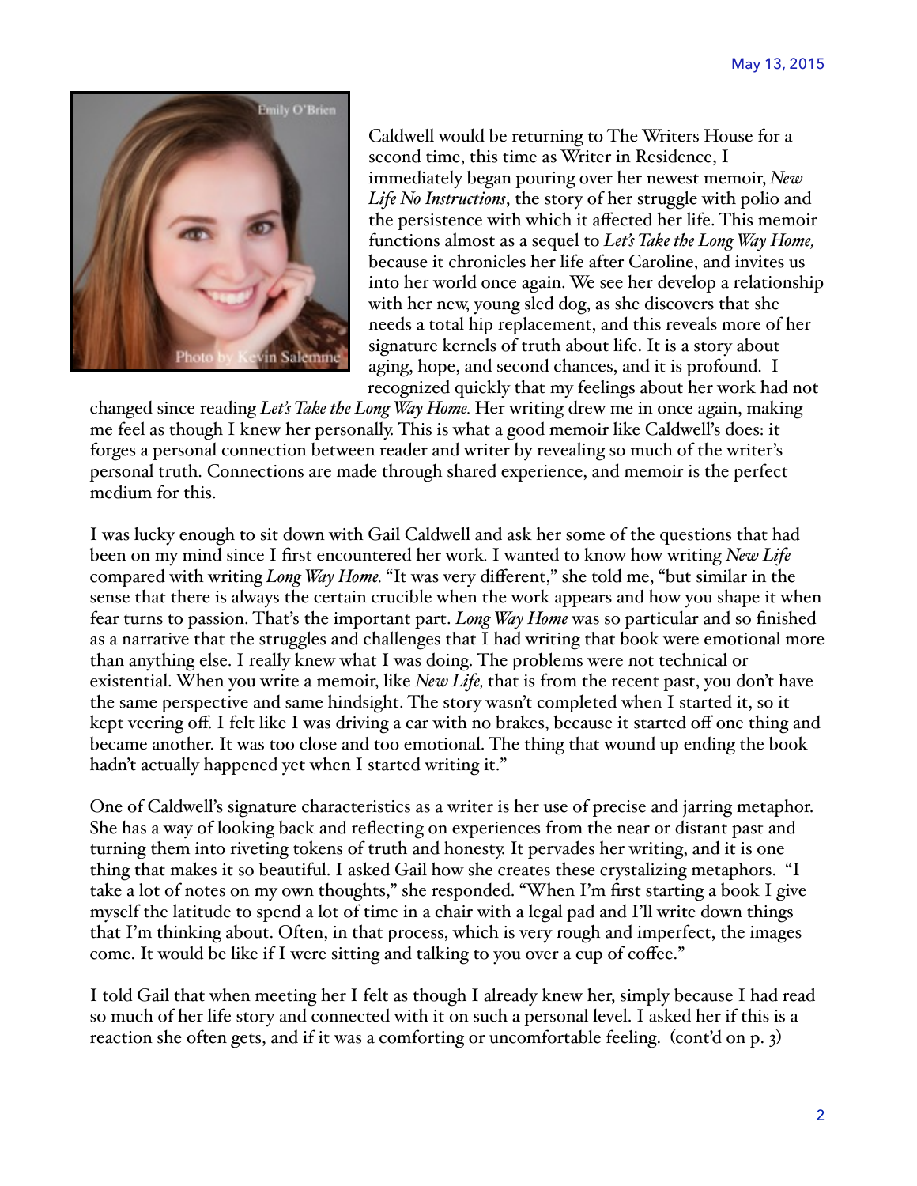Caldwell would be returning to The Writers House for a second time, this time as Writer in Residence, I immediately began pouring over her newest memoir, *New Life No Instructions*, the story of her struggle with polio and the persistence with which it affected her life. This memoir functions almost as a sequel to *Let's Take the Long Way Home,* because it chronicles her life after Caroline, and invites us into her world once again. We see her develop a relationship with her new, young sled dog, as she discovers that she needs a total hip replacement, and this reveals more of her signature kernels of truth about life. It is a story about aging, hope, and second chances, and it is profound. I recognized quickly that my feelings about her work had not changed since reading *Let's Take the Long Way Home.* Her writing drew me in once again, making me feel as though I knew her personally. This is what a good memoir like Caldwell's does: it forges a personal connection between reader and writer by revealing so much of the writer's personal truth. Connections are made through shared experience, and memoir is the perfect medium for this.

I was lucky enough to sit down with Gail Caldwell and ask her some of the questions that had been on my mind since I first encountered her work. I wanted to know how writing *New Life* compared with writing *Long Way Home.* "It was very different," she told me, "but similar in the sense that there is always the certain crucible when the work appears and how you shape it when fear turns to passion. That's the important part. *Long Way Home* was so particular and so finished as a narrative that the struggles and challenges that I had writing that book were emotional more than anything else. I really knew what I was doing. The problems were not technical or existential. When you write a memoir, like *New Life,* that is from the recent past, you don't have the same perspective and same hindsight. The story wasn't completed when I started it, so it kept veering off. I felt like I was driving a car with no brakes, because it started off one thing and became another. It was too close and too emotional. The thing that wound up ending the book hadn't actually happened yet when I started writing it."

One of Caldwell's signature characteristics as a writer is her use of precise and jarring metaphor. She has a way of looking back and reflecting on experiences from the near or distant past and turning them into riveting tokens of truth and honesty. It pervades her writing, and it is one thing that makes it so beautiful. I asked Gail how she creates these crystalizing metaphors. "I take a lot of notes on my own thoughts," she responded. "When I'm first starting a book I give myself the latitude to spend a lot of time in a chair with a legal pad and I'll write down things that I'm thinking about. Often, in that process, which is very rough and imperfect, the images come. It would be like if I were sitting and talking to you over a cup of coffee."

I told Gail that when meeting her I felt as though I already knew her, simply because I had read so much of her life story and connected with it on such a personal level. I asked her if this is a reaction she often gets, and if it was a comforting or uncomfortable feeling. (cont'd on p. 3)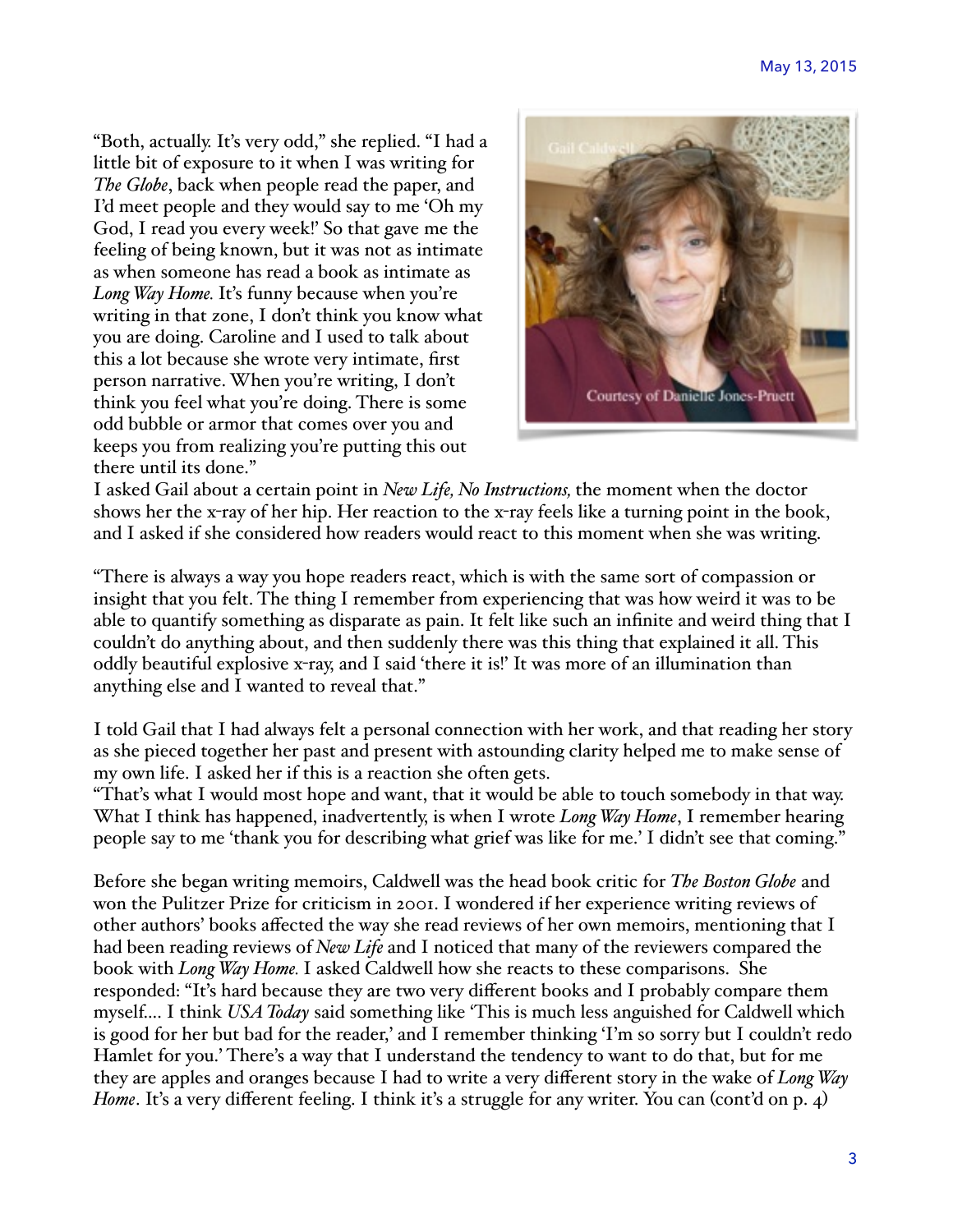"Both, actually. It's very odd," she replied. "I had a little bit of exposure to it when I was writing for *The Globe*, back when people read the paper, and I'd meet people and they would say to me 'Oh my God, I read you every week!' So that gave me the feeling of being known, but it was not as intimate as when someone has read a book as intimate as *Long Way Home.* It's funny because when you're writing in that zone, I don't think you know what you are doing. Caroline and I used to talk about this a lot because she wrote very intimate, first person narrative. When you're writing, I don't think you feel what you're doing. There is some odd bubble or armor that comes over you and keeps you from realizing you're putting this out there until its done."

Courtesy of Danielle Jones-Pruett

I asked Gail about a certain point in *New Life, No Instructions,* the moment when the doctor shows her the x-ray of her hip. Her reaction to the x-ray feels like a turning point in the book, and I asked if she considered how readers would react to this moment when she was writing.

"There is always a way you hope readers react, which is with the same sort of compassion or insight that you felt. The thing I remember from experiencing that was how weird it was to be able to quantify something as disparate as pain. It felt like such an infinite and weird thing that I couldn't do anything about, and then suddenly there was this thing that explained it all. This oddly beautiful explosive x-ray, and I said 'there it is!' It was more of an illumination than anything else and I wanted to reveal that."

I told Gail that I had always felt a personal connection with her work, and that reading her story as she pieced together her past and present with astounding clarity helped me to make sense of my own life. I asked her if this is a reaction she often gets.

"That's what I would most hope and want, that it would be able to touch somebody in that way. What I think has happened, inadvertently, is when I wrote *Long Way Home*, I remember hearing people say to me 'thank you for describing what grief was like for me.' I didn't see that coming."

Before she began writing memoirs, Caldwell was the head book critic for *The Boston Globe* and won the Pulitzer Prize for criticism in 2001. I wondered if her experience writing reviews of other authors' books affected the way she read reviews of her own memoirs, mentioning that I had been reading reviews of *New Life* and I noticed that many of the reviewers compared the book with *Long Way Home.* I asked Caldwell how she reacts to these comparisons. She responded: "It's hard because they are two very different books and I probably compare them myself.... I think *USA Today* said something like 'This is much less anguished for Caldwell which is good for her but bad for the reader,' and I remember thinking 'I'm so sorry but I couldn't redo Hamlet for you.' There's a way that I understand the tendency to want to do that, but for me they are apples and oranges because I had to write a very different story in the wake of *Long Way Home*. It's a very different feeling. I think it's a struggle for any writer. You can (cont'd on p. 4)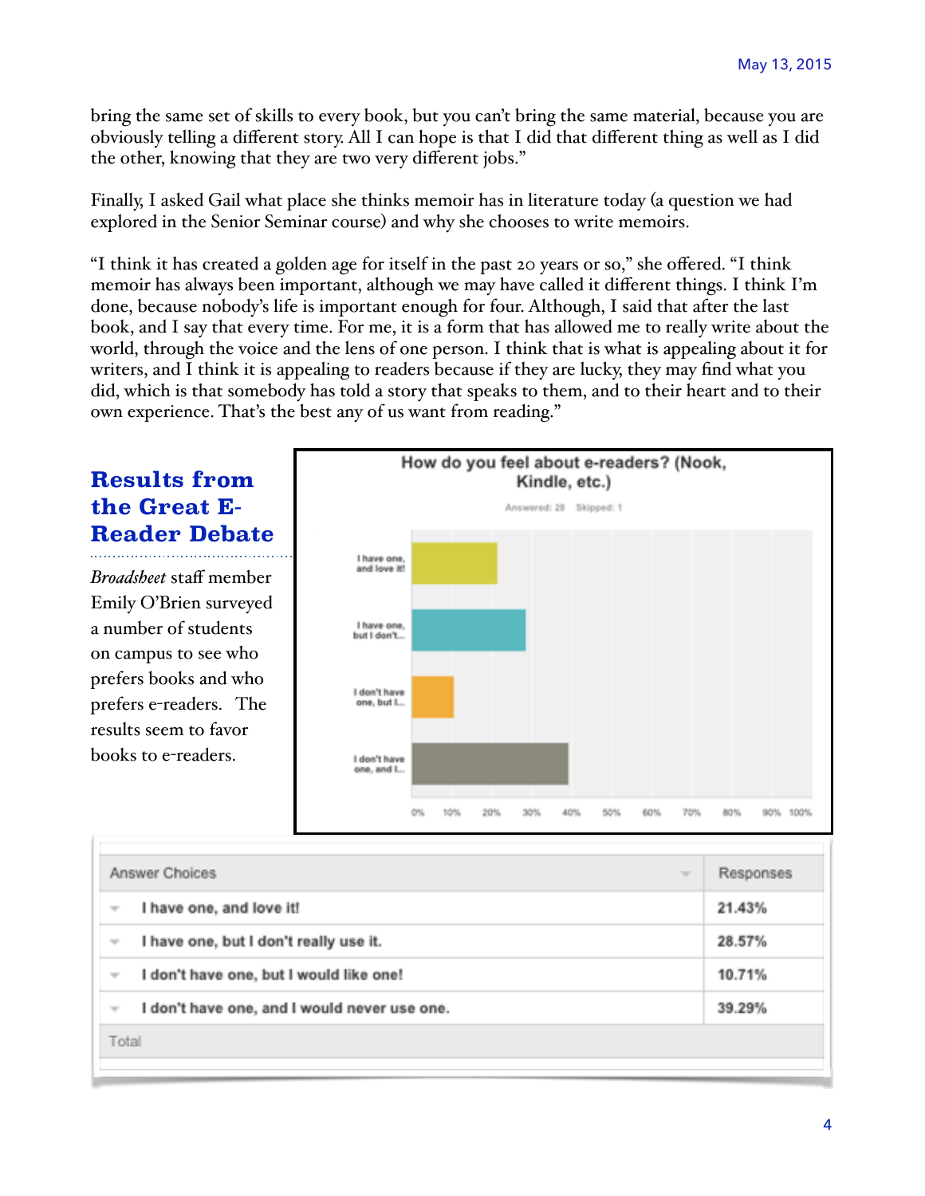bring the same set of skills to every book, but you can't bring the same material, because you are obviously telling a different story. All I can hope is that I did that different thing as well as I did the other, knowing that they are two very different jobs."

Finally, I asked Gail what place she thinks memoir has in literature today (a question we had explored in the Senior Seminar course) and why she chooses to write memoirs.

"I think it has created a golden age for itself in the past 20 years or so," she offered. "I think memoir has always been important, although we may have called it different things. I think I'm done, because nobody's life is important enough for four. Although, I said that after the last book, and I say that every time. For me, it is a form that has allowed me to really write about the world, through the voice and the lens of one person. I think that is what is appealing about it for writers, and I think it is appealing to readers because if they are lucky, they may find what you did, which is that somebody has told a story that speaks to them, and to their heart and to their own experience. That's the best any of us want from reading."

## Results from the Great E-Reader Debate

*Broadsheet* staff member Emily O'Brien surveyed a number of students on campus to see who prefers books and who prefers e-readers. The results seem to favor books to e-readers.

**How do you feel about e-readers? (Nook, Kindle, etc.)**

Answered: 28 Skipped: 1

| Answer Choices | Responses |
|---|---|
| I have one, and love it! | 21.43% |
| I have one, but I don't really use it. | 28.57% |
| I don't have one, but I would like one! | 10.71% |
| I don't have one, and I would never use one. | 39.29% |
| Total | |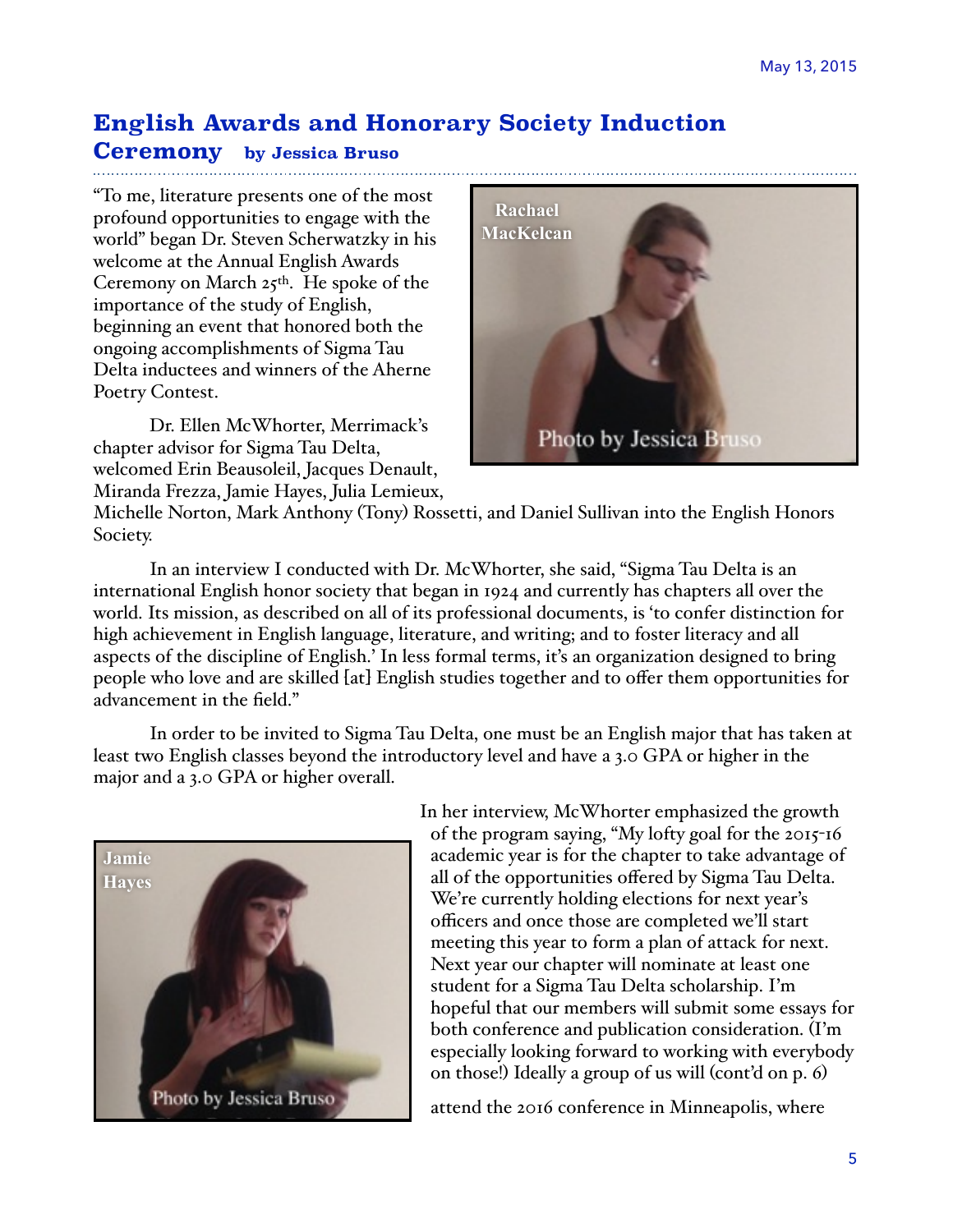## English Awards and Honorary Society Induction Ceremony by Jessica Bruso

"To me, literature presents one of the most profound opportunities to engage with the world" began Dr. Steven Scherwatzky in his welcome at the Annual English Awards Ceremony on March 25th. He spoke of the importance of the study of English, beginning an event that honored both the ongoing accomplishments of Sigma Tau Delta inductees and winners of the Aherne Poetry Contest.

Rachael MacKelcan

Photo by Jessica Bruso

Dr. Ellen McWhorter, Merrimack's chapter advisor for Sigma Tau Delta, welcomed Erin Beausoleil, Jacques Denault, Miranda Frezza, Jamie Hayes, Julia Lemieux, Michelle Norton, Mark Anthony (Tony) Rossetti, and Daniel Sullivan into the English Honors Society.

In an interview I conducted with Dr. McWhorter, she said, "Sigma Tau Delta is an international English honor society that began in 1924 and currently has chapters all over the world. Its mission, as described on all of its professional documents, is 'to confer distinction for high achievement in English language, literature, and writing; and to foster literacy and all aspects of the discipline of English.' In less formal terms, it's an organization designed to bring people who love and are skilled [at] English studies together and to offer them opportunities for advancement in the field."

In order to be invited to Sigma Tau Delta, one must be an English major that has taken at least two English classes beyond the introductory level and have a 3.0 GPA or higher in the major and a 3.0 GPA or higher overall.

Jamie Hayes

Photo by Jessica Bruso

In her interview, McWhorter emphasized the growth of the program saying, "My lofty goal for the 2015-16 academic year is for the chapter to take advantage of all of the opportunities offered by Sigma Tau Delta. We're currently holding elections for next year's officers and once those are completed we'll start meeting this year to form a plan of attack for next. Next year our chapter will nominate at least one student for a Sigma Tau Delta scholarship. I'm hopeful that our members will submit some essays for both conference and publication consideration. (I'm especially looking forward to working with everybody on those!) Ideally a group of us will (cont'd on p. 6)

attend the 2016 conference in Minneapolis, where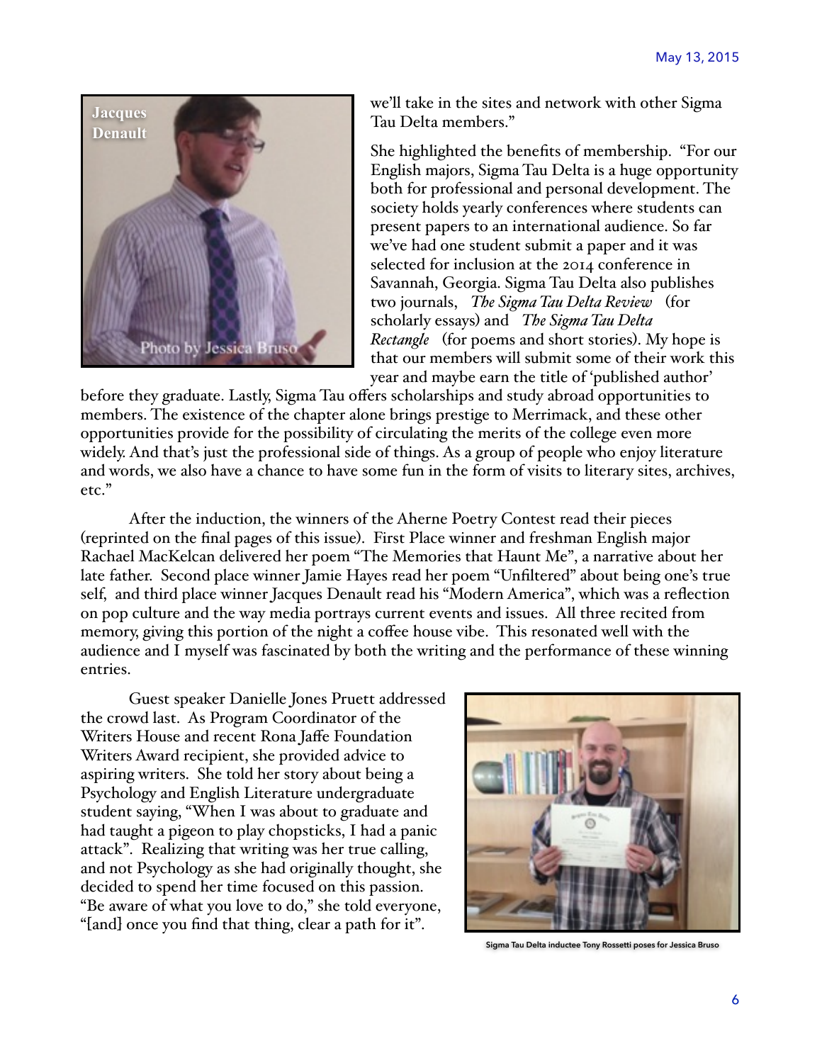we'll take in the sites and network with other Sigma Tau Delta members."

She highlighted the benefits of membership. "For our English majors, Sigma Tau Delta is a huge opportunity both for professional and personal development. The society holds yearly conferences where students can present papers to an international audience. So far we've had one student submit a paper and it was selected for inclusion at the 2014 conference in Savannah, Georgia. Sigma Tau Delta also publishes two journals, *The Sigma Tau Delta Review* (for scholarly essays) and *The Sigma Tau Delta Rectangle* (for poems and short stories). My hope is that our members will submit some of their work this year and maybe earn the title of 'published author' before they graduate. Lastly, Sigma Tau offers scholarships and study abroad opportunities to members. The existence of the chapter alone brings prestige to Merrimack, and these other opportunities provide for the possibility of circulating the merits of the college even more widely. And that's just the professional side of things. As a group of people who enjoy literature and words, we also have a chance to have some fun in the form of visits to literary sites, archives, etc."

After the induction, the winners of the Aherne Poetry Contest read their pieces (reprinted on the final pages of this issue). First Place winner and freshman English major Rachael MacKelcan delivered her poem "The Memories that Haunt Me", a narrative about her late father. Second place winner Jamie Hayes read her poem "Unfiltered" about being one's true self, and third place winner Jacques Denault read his "Modern America", which was a reflection on pop culture and the way media portrays current events and issues. All three recited from memory, giving this portion of the night a coffee house vibe. This resonated well with the audience and I myself was fascinated by both the writing and the performance of these winning entries.

Guest speaker Danielle Jones Pruett addressed the crowd last. As Program Coordinator of the Writers House and recent Rona Jaffe Foundation Writers Award recipient, she provided advice to aspiring writers. She told her story about being a Psychology and English Literature undergraduate student saying, "When I was about to graduate and had taught a pigeon to play chopsticks, I had a panic attack". Realizing that writing was her true calling, and not Psychology as she had originally thought, she decided to spend her time focused on this passion. "Be aware of what you love to do," she told everyone, "[and] once you find that thing, clear a path for it".

Jacques Denault — Photo by Jessica Bruso

Sigma Tau Delta inductee Tony Rossetti poses for Jessica Bruso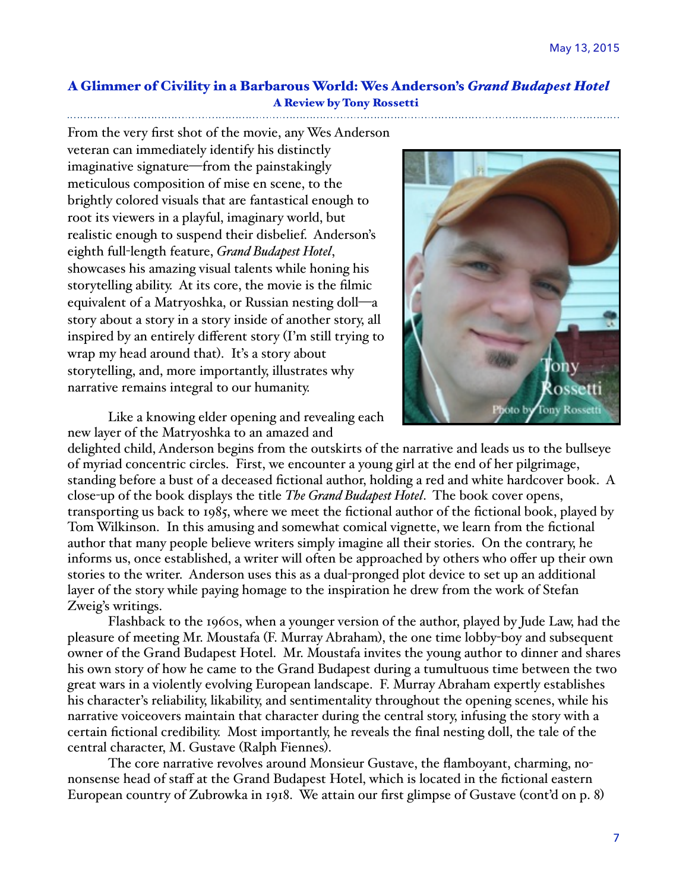May 13, 2015

## A Glimmer of Civility in a Barbarous World: Wes Anderson's *Grand Budapest Hotel*

### A Review by Tony Rossetti

From the very first shot of the movie, any Wes Anderson veteran can immediately identify his distinctly imaginative signature—from the painstakingly meticulous composition of mise en scene, to the brightly colored visuals that are fantastical enough to root its viewers in a playful, imaginary world, but realistic enough to suspend their disbelief. Anderson's eighth full-length feature, *Grand Budapest Hotel*, showcases his amazing visual talents while honing his storytelling ability. At its core, the movie is the filmic equivalent of a Matryoshka, or Russian nesting doll—a story about a story in a story inside of another story, all inspired by an entirely different story (I'm still trying to wrap my head around that). It's a story about storytelling, and, more importantly, illustrates why narrative remains integral to our humanity.

Tony Rossetti

Photo by Tony Rossetti

Like a knowing elder opening and revealing each new layer of the Matryoshka to an amazed and delighted child, Anderson begins from the outskirts of the narrative and leads us to the bullseye of myriad concentric circles. First, we encounter a young girl at the end of her pilgrimage, standing before a bust of a deceased fictional author, holding a red and white hardcover book. A close-up of the book displays the title *The Grand Budapest Hotel*. The book cover opens, transporting us back to 1985, where we meet the fictional author of the fictional book, played by Tom Wilkinson. In this amusing and somewhat comical vignette, we learn from the fictional author that many people believe writers simply imagine all their stories. On the contrary, he informs us, once established, a writer will often be approached by others who offer up their own stories to the writer. Anderson uses this as a dual-pronged plot device to set up an additional layer of the story while paying homage to the inspiration he drew from the work of Stefan Zweig's writings.

Flashback to the 1960s, when a younger version of the author, played by Jude Law, had the pleasure of meeting Mr. Moustafa (F. Murray Abraham), the one time lobby-boy and subsequent owner of the Grand Budapest Hotel. Mr. Moustafa invites the young author to dinner and shares his own story of how he came to the Grand Budapest during a tumultuous time between the two great wars in a violently evolving European landscape. F. Murray Abraham expertly establishes his character's reliability, likability, and sentimentality throughout the opening scenes, while his narrative voiceovers maintain that character during the central story, infusing the story with a certain fictional credibility. Most importantly, he reveals the final nesting doll, the tale of the central character, M. Gustave (Ralph Fiennes).

The core narrative revolves around Monsieur Gustave, the flamboyant, charming, no-nonsense head of staff at the Grand Budapest Hotel, which is located in the fictional eastern European country of Zubrowka in 1918. We attain our first glimpse of Gustave (cont'd on p. 8)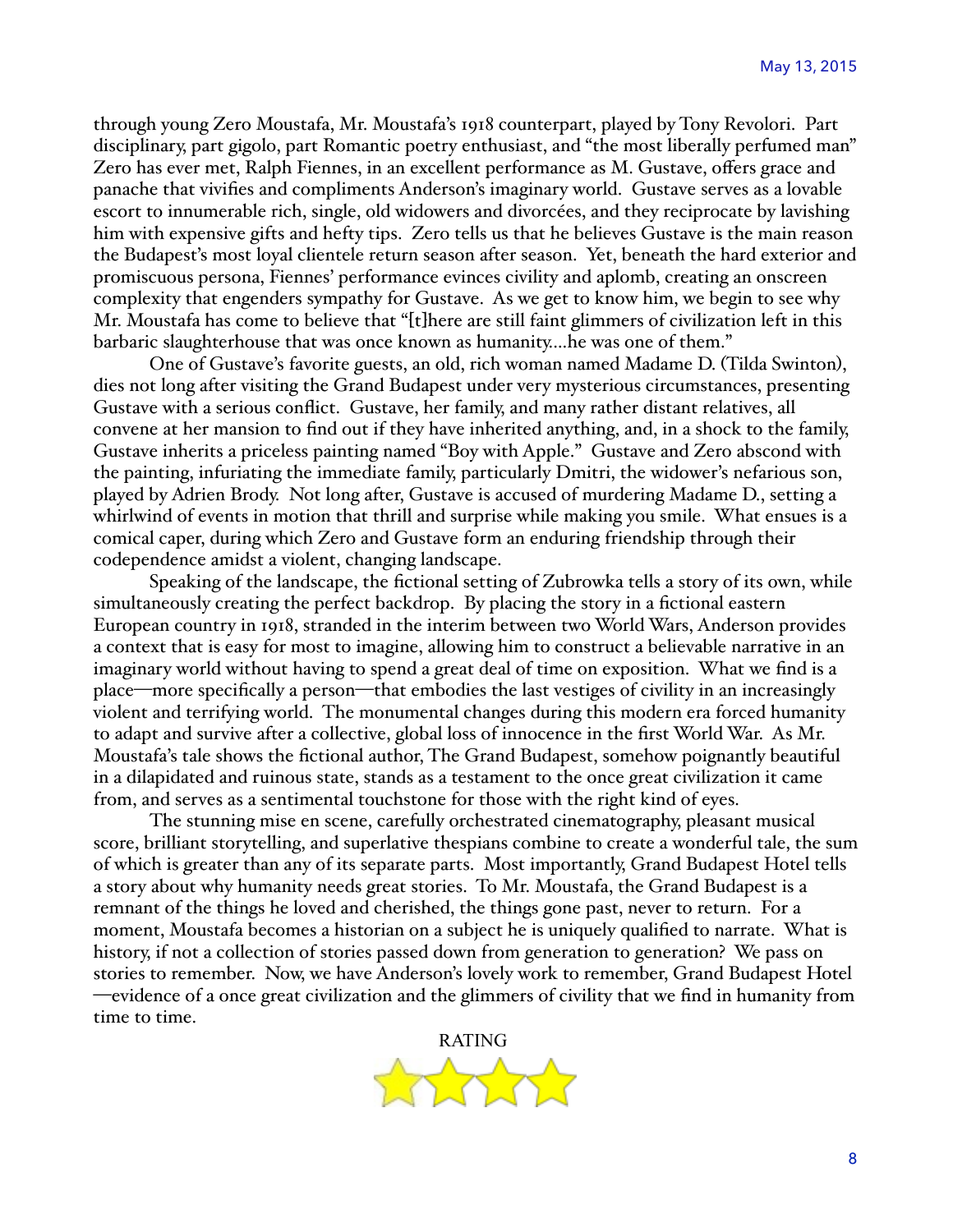through young Zero Moustafa, Mr. Moustafa's 1918 counterpart, played by Tony Revolori. Part disciplinary, part gigolo, part Romantic poetry enthusiast, and "the most liberally perfumed man" Zero has ever met, Ralph Fiennes, in an excellent performance as M. Gustave, offers grace and panache that vivifies and compliments Anderson's imaginary world. Gustave serves as a lovable escort to innumerable rich, single, old widowers and divorcées, and they reciprocate by lavishing him with expensive gifts and hefty tips. Zero tells us that he believes Gustave is the main reason the Budapest's most loyal clientele return season after season. Yet, beneath the hard exterior and promiscuous persona, Fiennes' performance evinces civility and aplomb, creating an onscreen complexity that engenders sympathy for Gustave. As we get to know him, we begin to see why Mr. Moustafa has come to believe that "[t]here are still faint glimmers of civilization left in this barbaric slaughterhouse that was once known as humanity....he was one of them."

One of Gustave's favorite guests, an old, rich woman named Madame D. (Tilda Swinton), dies not long after visiting the Grand Budapest under very mysterious circumstances, presenting Gustave with a serious conflict. Gustave, her family, and many rather distant relatives, all convene at her mansion to find out if they have inherited anything, and, in a shock to the family, Gustave inherits a priceless painting named "Boy with Apple." Gustave and Zero abscond with the painting, infuriating the immediate family, particularly Dmitri, the widower's nefarious son, played by Adrien Brody. Not long after, Gustave is accused of murdering Madame D., setting a whirlwind of events in motion that thrill and surprise while making you smile. What ensues is a comical caper, during which Zero and Gustave form an enduring friendship through their codependence amidst a violent, changing landscape.

Speaking of the landscape, the fictional setting of Zubrowka tells a story of its own, while simultaneously creating the perfect backdrop. By placing the story in a fictional eastern European country in 1918, stranded in the interim between two World Wars, Anderson provides a context that is easy for most to imagine, allowing him to construct a believable narrative in an imaginary world without having to spend a great deal of time on exposition. What we find is a place—more specifically a person—that embodies the last vestiges of civility in an increasingly violent and terrifying world. The monumental changes during this modern era forced humanity to adapt and survive after a collective, global loss of innocence in the first World War. As Mr. Moustafa's tale shows the fictional author, The Grand Budapest, somehow poignantly beautiful in a dilapidated and ruinous state, stands as a testament to the once great civilization it came from, and serves as a sentimental touchstone for those with the right kind of eyes.

The stunning mise en scene, carefully orchestrated cinematography, pleasant musical score, brilliant storytelling, and superlative thespians combine to create a wonderful tale, the sum of which is greater than any of its separate parts. Most importantly, Grand Budapest Hotel tells a story about why humanity needs great stories. To Mr. Moustafa, the Grand Budapest is a remnant of the things he loved and cherished, the things gone past, never to return. For a moment, Moustafa becomes a historian on a subject he is uniquely qualified to narrate. What is history, if not a collection of stories passed down from generation to generation? We pass on stories to remember. Now, we have Anderson's lovely work to remember, Grand Budapest Hotel—evidence of a once great civilization and the glimmers of civility that we find in humanity from time to time.

RATING

★★★★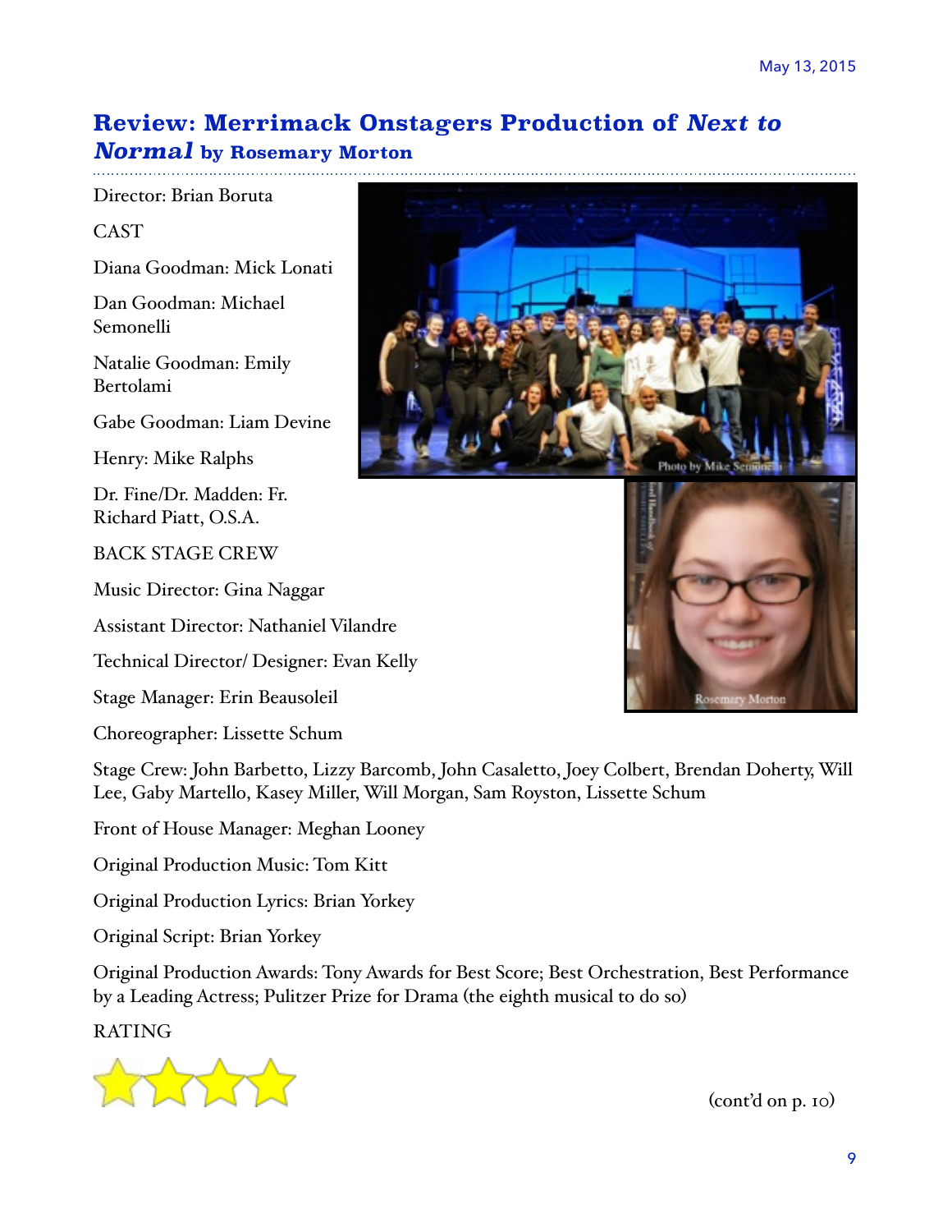May 13, 2015

## Review: Merrimack Onstagers Production of *Next to Normal* by Rosemary Morton

Director: Brian Boruta

CAST

Diana Goodman: Mick Lonati

Dan Goodman: Michael Semonelli

Natalie Goodman: Emily Bertolami

Gabe Goodman: Liam Devine

Henry: Mike Ralphs

Dr. Fine/Dr. Madden: Fr. Richard Piatt, O.S.A.

BACK STAGE CREW

Music Director: Gina Naggar

Assistant Director: Nathaniel Vilandre

Technical Director/ Designer: Evan Kelly

Stage Manager: Erin Beausoleil

Choreographer: Lissette Schum

Photo by Mike Semonelli

Rosemary Morton

Stage Crew: John Barbetto, Lizzy Barcomb, John Casaletto, Joey Colbert, Brendan Doherty, Will Lee, Gaby Martello, Kasey Miller, Will Morgan, Sam Royston, Lissette Schum

Front of House Manager: Meghan Looney

Original Production Music: Tom Kitt

Original Production Lyrics: Brian Yorkey

Original Script: Brian Yorkey

Original Production Awards: Tony Awards for Best Score; Best Orchestration, Best Performance by a Leading Actress; Pulitzer Prize for Drama (the eighth musical to do so)

RATING

★★★★

(cont'd on p. 10)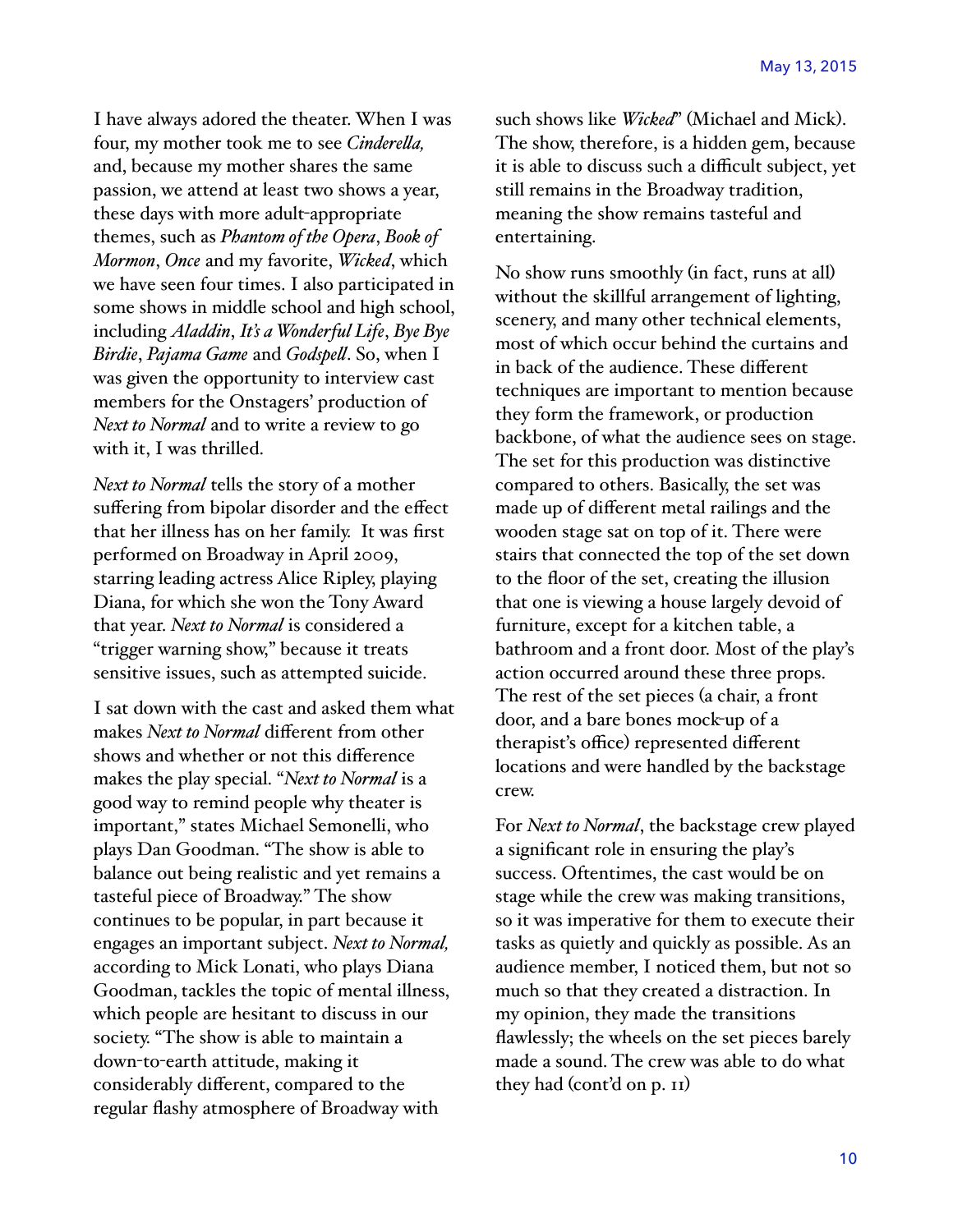I have always adored the theater. When I was four, my mother took me to see *Cinderella,* and, because my mother shares the same passion, we attend at least two shows a year, these days with more adult-appropriate themes, such as *Phantom of the Opera*, *Book of Mormon*, *Once* and my favorite, *Wicked*, which we have seen four times. I also participated in some shows in middle school and high school, including *Aladdin*, *It's a Wonderful Life*, *Bye Bye Birdie*, *Pajama Game* and *Godspell*. So, when I was given the opportunity to interview cast members for the Onstagers' production of *Next to Normal* and to write a review to go with it, I was thrilled.

*Next to Normal* tells the story of a mother suffering from bipolar disorder and the effect that her illness has on her family. It was first performed on Broadway in April 2009, starring leading actress Alice Ripley, playing Diana, for which she won the Tony Award that year. *Next to Normal* is considered a "trigger warning show," because it treats sensitive issues, such as attempted suicide.

I sat down with the cast and asked them what makes *Next to Normal* different from other shows and whether or not this difference makes the play special. "*Next to Normal* is a good way to remind people why theater is important," states Michael Semonelli, who plays Dan Goodman. "The show is able to balance out being realistic and yet remains a tasteful piece of Broadway." The show continues to be popular, in part because it engages an important subject. *Next to Normal,* according to Mick Lonati, who plays Diana Goodman, tackles the topic of mental illness, which people are hesitant to discuss in our society. "The show is able to maintain a down-to-earth attitude, making it considerably different, compared to the regular flashy atmosphere of Broadway with such shows like *Wicked*" (Michael and Mick). The show, therefore, is a hidden gem, because it is able to discuss such a difficult subject, yet still remains in the Broadway tradition, meaning the show remains tasteful and entertaining.

No show runs smoothly (in fact, runs at all) without the skillful arrangement of lighting, scenery, and many other technical elements, most of which occur behind the curtains and in back of the audience. These different techniques are important to mention because they form the framework, or production backbone, of what the audience sees on stage. The set for this production was distinctive compared to others. Basically, the set was made up of different metal railings and the wooden stage sat on top of it. There were stairs that connected the top of the set down to the floor of the set, creating the illusion that one is viewing a house largely devoid of furniture, except for a kitchen table, a bathroom and a front door. Most of the play's action occurred around these three props. The rest of the set pieces (a chair, a front door, and a bare bones mock-up of a therapist's office) represented different locations and were handled by the backstage crew.

For *Next to Normal*, the backstage crew played a significant role in ensuring the play's success. Oftentimes, the cast would be on stage while the crew was making transitions, so it was imperative for them to execute their tasks as quietly and quickly as possible. As an audience member, I noticed them, but not so much so that they created a distraction. In my opinion, they made the transitions flawlessly; the wheels on the set pieces barely made a sound. The crew was able to do what they had (cont'd on p. 11)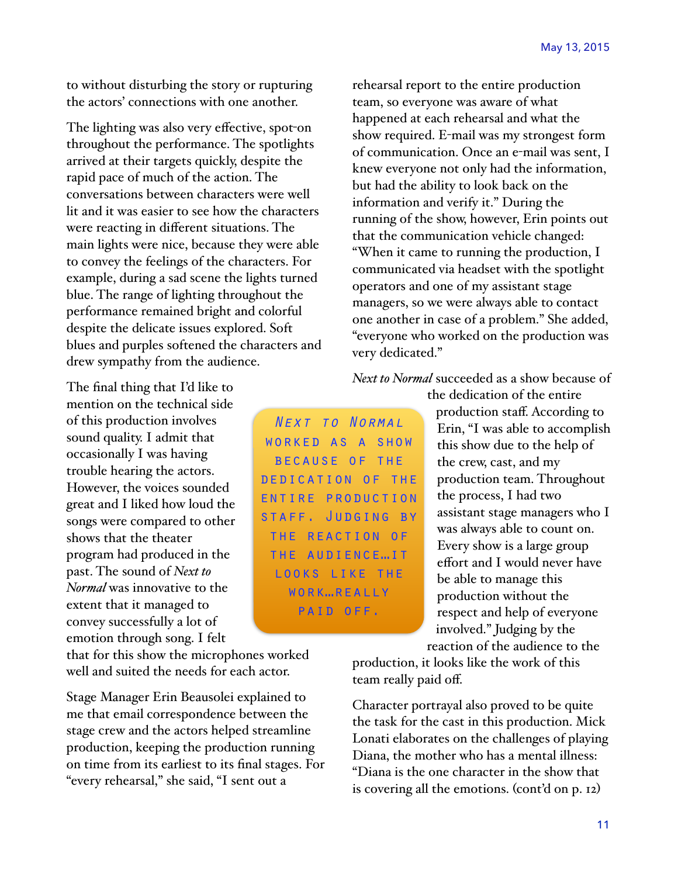to without disturbing the story or rupturing the actors' connections with one another.

The lighting was also very effective, spot-on throughout the performance. The spotlights arrived at their targets quickly, despite the rapid pace of much of the action. The conversations between characters were well lit and it was easier to see how the characters were reacting in different situations. The main lights were nice, because they were able to convey the feelings of the characters. For example, during a sad scene the lights turned blue. The range of lighting throughout the performance remained bright and colorful despite the delicate issues explored. Soft blues and purples softened the characters and drew sympathy from the audience.

The final thing that I'd like to mention on the technical side of this production involves sound quality. I admit that occasionally I was having trouble hearing the actors. However, the voices sounded great and I liked how loud the songs were compared to other shows that the theater program had produced in the past. The sound of *Next to Normal* was innovative to the extent that it managed to convey successfully a lot of emotion through song. I felt that for this show the microphones worked well and suited the needs for each actor.

Stage Manager Erin Beausolei explained to me that email correspondence between the stage crew and the actors helped streamline production, keeping the production running on time from its earliest to its final stages. For "every rehearsal," she said, "I sent out a rehearsal report to the entire production team, so everyone was aware of what happened at each rehearsal and what the show required. E-mail was my strongest form of communication. Once an e-mail was sent, I knew everyone not only had the information, but had the ability to look back on the information and verify it." During the running of the show, however, Erin points out that the communication vehicle changed: "When it came to running the production, I communicated via headset with the spotlight operators and one of my assistant stage managers, so we were always able to contact one another in case of a problem." She added, "everyone who worked on the production was very dedicated."

> *Next to Normal* worked as a show because of the dedication of the entire production staff. Judging by the reaction of the audience…it looks like the work…really paid off.

*Next to Normal* succeeded as a show because of the dedication of the entire production staff. According to Erin, "I was able to accomplish this show due to the help of the crew, cast, and my production team. Throughout the process, I had two assistant stage managers who I was always able to count on. Every show is a large group effort and I would never have be able to manage this production without the respect and help of everyone involved." Judging by the reaction of the audience to the production, it looks like the work of this team really paid off.

Character portrayal also proved to be quite the task for the cast in this production. Mick Lonati elaborates on the challenges of playing Diana, the mother who has a mental illness: "Diana is the one character in the show that is covering all the emotions. (cont'd on p. 12)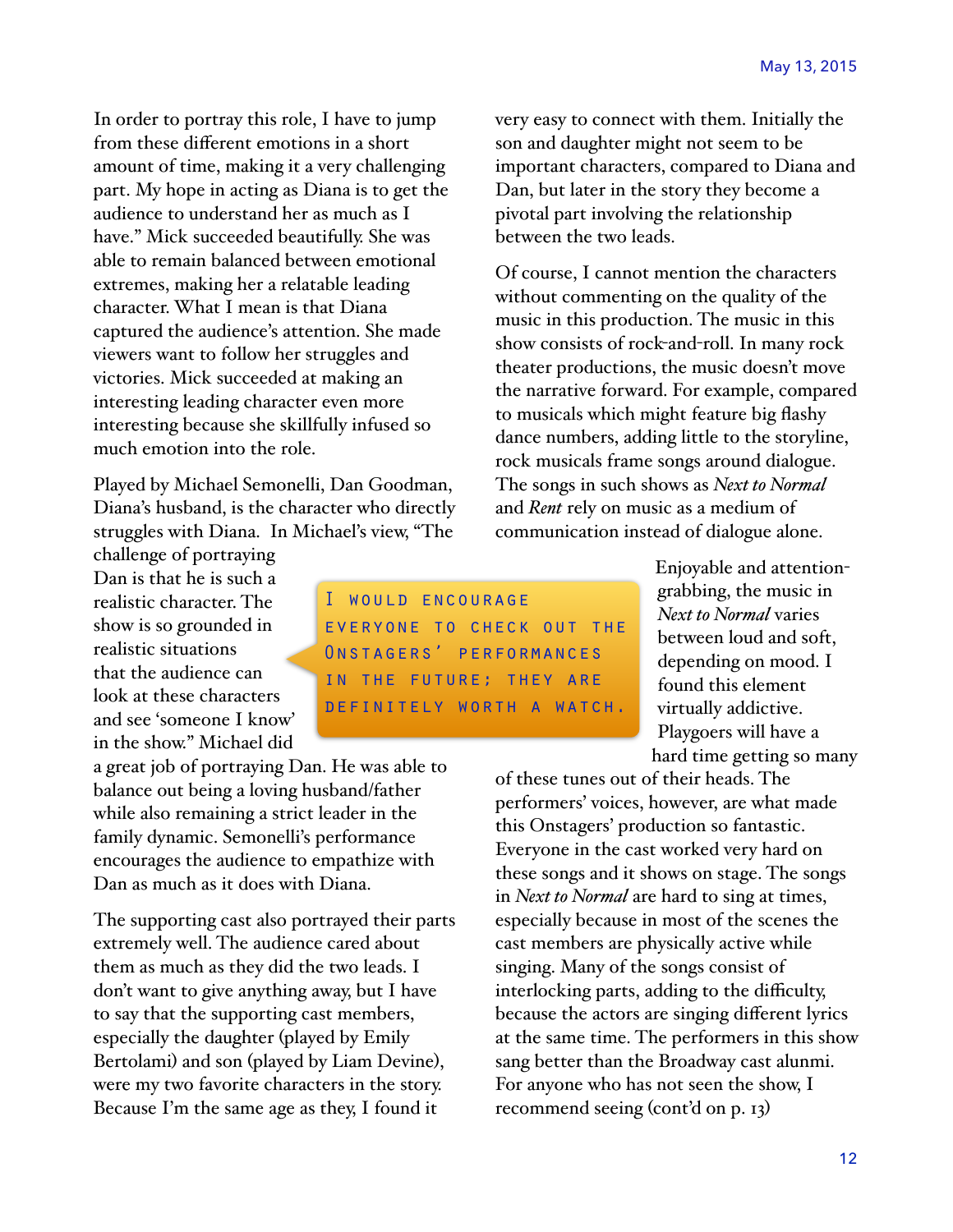In order to portray this role, I have to jump from these different emotions in a short amount of time, making it a very challenging part. My hope in acting as Diana is to get the audience to understand her as much as I have." Mick succeeded beautifully. She was able to remain balanced between emotional extremes, making her a relatable leading character. What I mean is that Diana captured the audience's attention. She made viewers want to follow her struggles and victories. Mick succeeded at making an interesting leading character even more interesting because she skillfully infused so much emotion into the role.

Played by Michael Semonelli, Dan Goodman, Diana's husband, is the character who directly struggles with Diana. In Michael's view, "The challenge of portraying Dan is that he is such a realistic character. The show is so grounded in realistic situations that the audience can look at these characters and see 'someone I know' in the show." Michael did a great job of portraying Dan. He was able to balance out being a loving husband/father while also remaining a strict leader in the family dynamic. Semonelli's performance encourages the audience to empathize with Dan as much as it does with Diana.

> I would encourage everyone to check out the Onstagers' performances in the future; they are definitely worth a watch.

The supporting cast also portrayed their parts extremely well. The audience cared about them as much as they did the two leads. I don't want to give anything away, but I have to say that the supporting cast members, especially the daughter (played by Emily Bertolami) and son (played by Liam Devine), were my two favorite characters in the story. Because I'm the same age as they, I found it very easy to connect with them. Initially the son and daughter might not seem to be important characters, compared to Diana and Dan, but later in the story they become a pivotal part involving the relationship between the two leads.

Of course, I cannot mention the characters without commenting on the quality of the music in this production. The music in this show consists of rock-and-roll. In many rock theater productions, the music doesn't move the narrative forward. For example, compared to musicals which might feature big flashy dance numbers, adding little to the storyline, rock musicals frame songs around dialogue. The songs in such shows as *Next to Normal* and *Rent* rely on music as a medium of communication instead of dialogue alone.

Enjoyable and attention-grabbing, the music in *Next to Normal* varies between loud and soft, depending on mood. I found this element virtually addictive. Playgoers will have a hard time getting so many of these tunes out of their heads. The performers' voices, however, are what made this Onstagers' production so fantastic. Everyone in the cast worked very hard on these songs and it shows on stage. The songs in *Next to Normal* are hard to sing at times, especially because in most of the scenes the cast members are physically active while singing. Many of the songs consist of interlocking parts, adding to the difficulty, because the actors are singing different lyrics at the same time. The performers in this show sang better than the Broadway cast alunmi. For anyone who has not seen the show, I recommend seeing (cont'd on p. 13)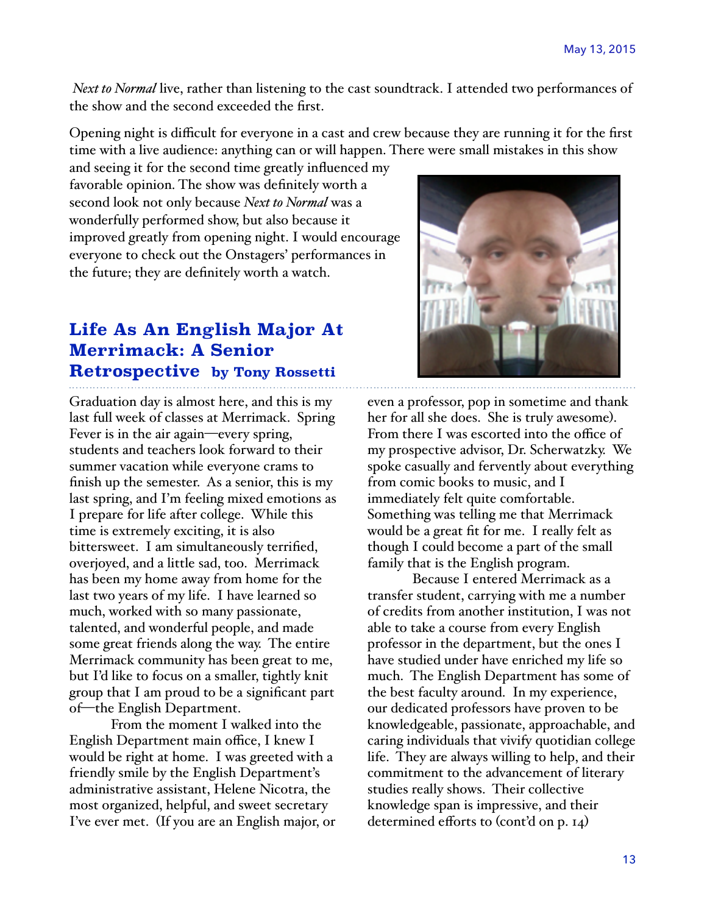*Next to Normal* live, rather than listening to the cast soundtrack. I attended two performances of the show and the second exceeded the first.

Opening night is difficult for everyone in a cast and crew because they are running it for the first time with a live audience: anything can or will happen. There were small mistakes in this show and seeing it for the second time greatly influenced my favorable opinion. The show was definitely worth a second look not only because *Next to Normal* was a wonderfully performed show, but also because it improved greatly from opening night. I would encourage everyone to check out the Onstagers' performances in the future; they are definitely worth a watch.

## Life As An English Major At Merrimack: A Senior Retrospective by Tony Rossetti

Graduation day is almost here, and this is my last full week of classes at Merrimack. Spring Fever is in the air again—every spring, students and teachers look forward to their summer vacation while everyone crams to finish up the semester. As a senior, this is my last spring, and I'm feeling mixed emotions as I prepare for life after college. While this time is extremely exciting, it is also bittersweet. I am simultaneously terrified, overjoyed, and a little sad, too. Merrimack has been my home away from home for the last two years of my life. I have learned so much, worked with so many passionate, talented, and wonderful people, and made some great friends along the way. The entire Merrimack community has been great to me, but I'd like to focus on a smaller, tightly knit group that I am proud to be a significant part of—the English Department.

From the moment I walked into the English Department main office, I knew I would be right at home. I was greeted with a friendly smile by the English Department's administrative assistant, Helene Nicotra, the most organized, helpful, and sweet secretary I've ever met. (If you are an English major, or even a professor, pop in sometime and thank her for all she does. She is truly awesome). From there I was escorted into the office of my prospective advisor, Dr. Scherwatzky. We spoke casually and fervently about everything from comic books to music, and I immediately felt quite comfortable. Something was telling me that Merrimack would be a great fit for me. I really felt as though I could become a part of the small family that is the English program.

Because I entered Merrimack as a transfer student, carrying with me a number of credits from another institution, I was not able to take a course from every English professor in the department, but the ones I have studied under have enriched my life so much. The English Department has some of the best faculty around. In my experience, our dedicated professors have proven to be knowledgeable, passionate, approachable, and caring individuals that vivify quotidian college life. They are always willing to help, and their commitment to the advancement of literary studies really shows. Their collective knowledge span is impressive, and their determined efforts to (cont'd on p. 14)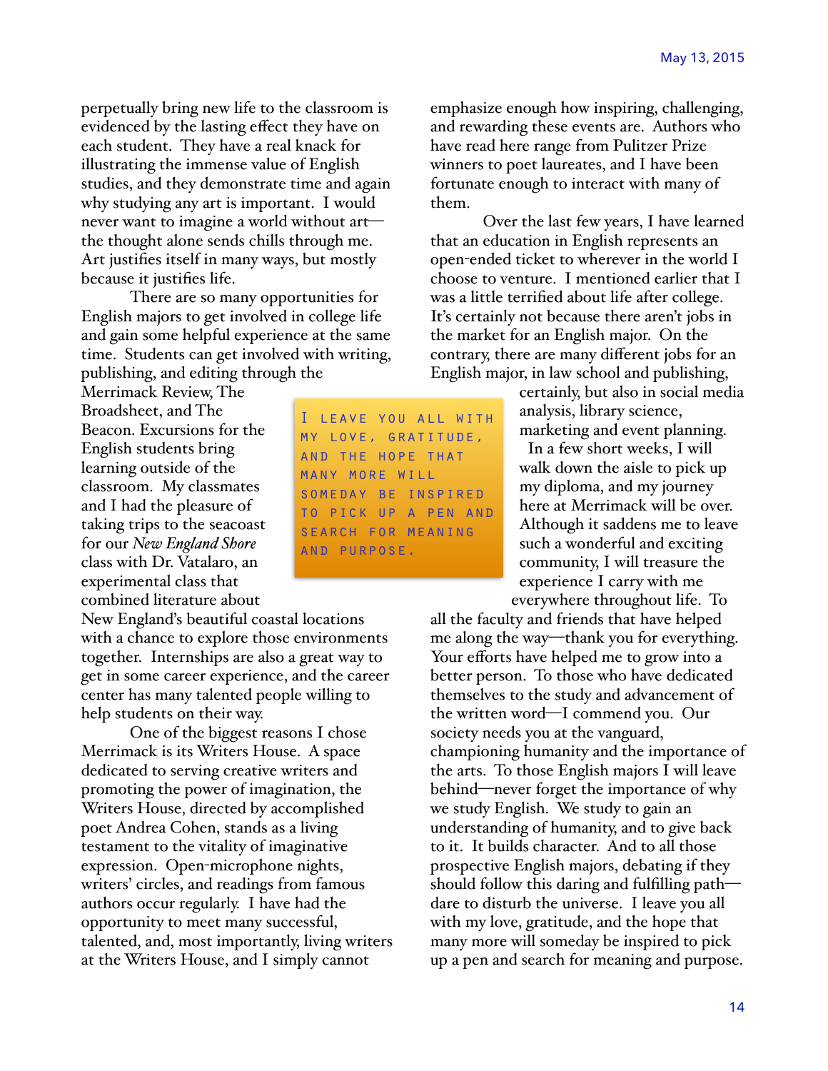perpetually bring new life to the classroom is evidenced by the lasting effect they have on each student. They have a real knack for illustrating the immense value of English studies, and they demonstrate time and again why studying any art is important. I would never want to imagine a world without art—the thought alone sends chills through me. Art justifies itself in many ways, but mostly because it justifies life.

There are so many opportunities for English majors to get involved in college life and gain some helpful experience at the same time. Students can get involved with writing, publishing, and editing through the Merrimack Review, The Broadsheet, and The Beacon. Excursions for the English students bring learning outside of the classroom. My classmates and I had the pleasure of taking trips to the seacoast for our *New England Shore* class with Dr. Vatalaro, an experimental class that combined literature about New England's beautiful coastal locations with a chance to explore those environments together. Internships are also a great way to get in some career experience, and the career center has many talented people willing to help students on their way.

One of the biggest reasons I chose Merrimack is its Writers House. A space dedicated to serving creative writers and promoting the power of imagination, the Writers House, directed by accomplished poet Andrea Cohen, stands as a living testament to the vitality of imaginative expression. Open-microphone nights, writers' circles, and readings from famous authors occur regularly. I have had the opportunity to meet many successful, talented, and, most importantly, living writers at the Writers House, and I simply cannot emphasize enough how inspiring, challenging, and rewarding these events are. Authors who have read here range from Pulitzer Prize winners to poet laureates, and I have been fortunate enough to interact with many of them.

Over the last few years, I have learned that an education in English represents an open-ended ticket to wherever in the world I choose to venture. I mentioned earlier that I was a little terrified about life after college. It's certainly not because there aren't jobs in the market for an English major. On the contrary, there are many different jobs for an English major, in law school and publishing, certainly, but also in social media analysis, library science, marketing and event planning.

> I LEAVE YOU ALL WITH MY LOVE, GRATITUDE, AND THE HOPE THAT MANY MORE WILL SOMEDAY BE INSPIRED TO PICK UP A PEN AND SEARCH FOR MEANING AND PURPOSE.

In a few short weeks, I will walk down the aisle to pick up my diploma, and my journey here at Merrimack will be over. Although it saddens me to leave such a wonderful and exciting community, I will treasure the experience I carry with me everywhere throughout life. To all the faculty and friends that have helped me along the way—thank you for everything. Your efforts have helped me to grow into a better person. To those who have dedicated themselves to the study and advancement of the written word—I commend you. Our society needs you at the vanguard, championing humanity and the importance of the arts. To those English majors I will leave behind—never forget the importance of why we study English. We study to gain an understanding of humanity, and to give back to it. It builds character. And to all those prospective English majors, debating if they should follow this daring and fulfilling path—dare to disturb the universe. I leave you all with my love, gratitude, and the hope that many more will someday be inspired to pick up a pen and search for meaning and purpose.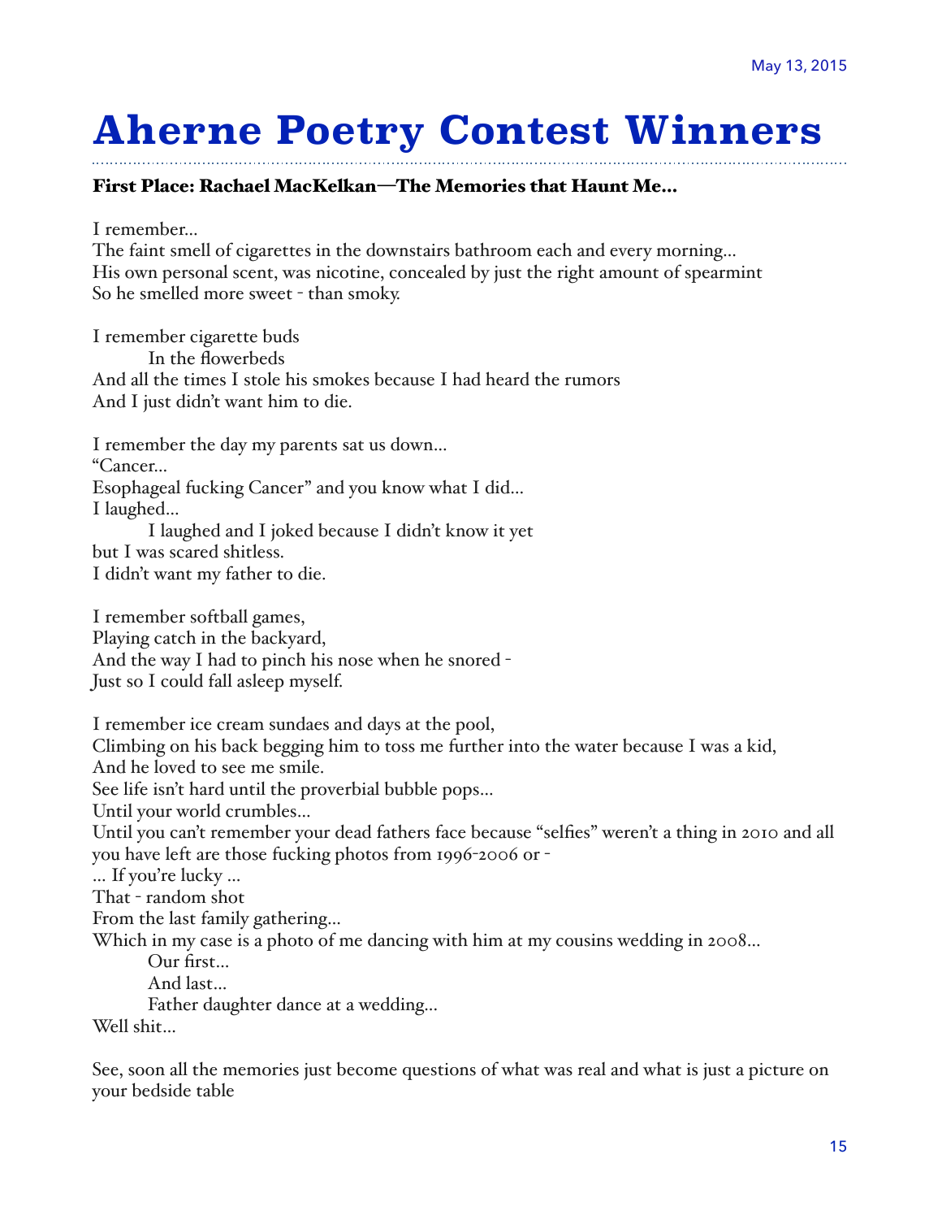May 13, 2015

# Aherne Poetry Contest Winners

### First Place: Rachael MacKelkan—The Memories that Haunt Me…

I remember…
The faint smell of cigarettes in the downstairs bathroom each and every morning…
His own personal scent, was nicotine, concealed by just the right amount of spearmint
So he smelled more sweet - than smoky.

I remember cigarette buds
        In the flowerbeds
And all the times I stole his smokes because I had heard the rumors
And I just didn't want him to die.

I remember the day my parents sat us down…
"Cancer…
Esophageal fucking Cancer" and you know what I did…
I laughed…
        I laughed and I joked because I didn't know it yet
but I was scared shitless.
I didn't want my father to die.

I remember softball games,
Playing catch in the backyard,
And the way I had to pinch his nose when he snored -
Just so I could fall asleep myself.

I remember ice cream sundaes and days at the pool,
Climbing on his back begging him to toss me further into the water because I was a kid,
And he loved to see me smile.
See life isn't hard until the proverbial bubble pops…
Until your world crumbles…
Until you can't remember your dead fathers face because "selfies" weren't a thing in 2010 and all you have left are those fucking photos from 1996-2006 or -
… If you're lucky …
That - random shot
From the last family gathering…
Which in my case is a photo of me dancing with him at my cousins wedding in 2008…
        Our first…
        And last…
        Father daughter dance at a wedding…
Well shit…

See, soon all the memories just become questions of what was real and what is just a picture on your bedside table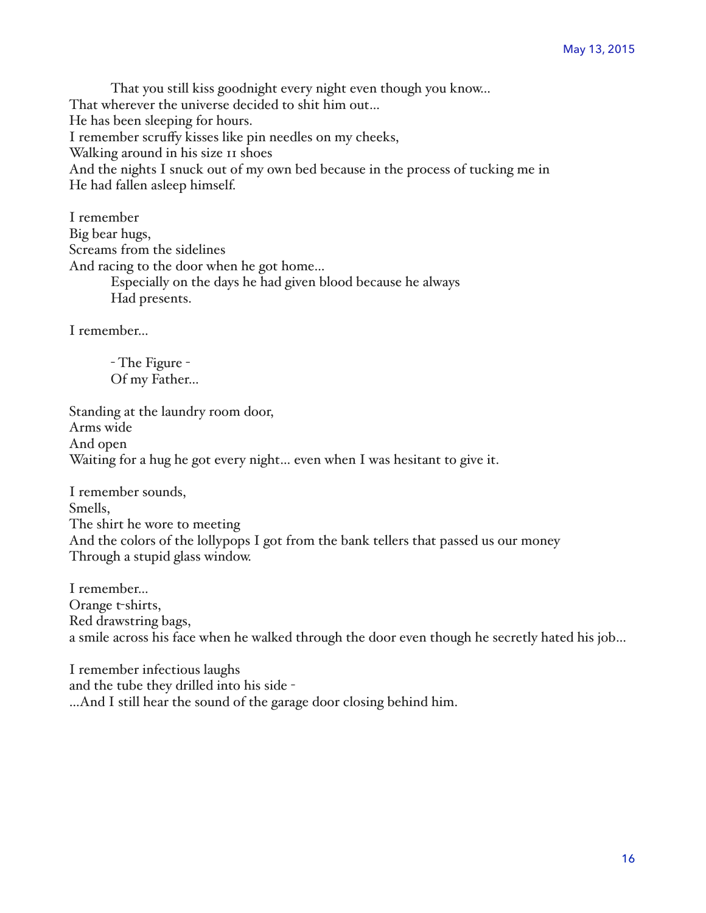May 13, 2015

That you still kiss goodnight every night even though you know…  
That wherever the universe decided to shit him out…  
He has been sleeping for hours.  
I remember scruffy kisses like pin needles on my cheeks,  
Walking around in his size 11 shoes  
And the nights I snuck out of my own bed because in the process of tucking me in  
He had fallen asleep himself.

I remember  
Big bear hugs,  
Screams from the sidelines  
And racing to the door when he got home…  
Especially on the days he had given blood because he always  
Had presents.

I remember…

- The Figure -  
Of my Father…

Standing at the laundry room door,  
Arms wide  
And open  
Waiting for a hug he got every night… even when I was hesitant to give it.

I remember sounds,  
Smells,  
The shirt he wore to meeting  
And the colors of the lollypops I got from the bank tellers that passed us our money  
Through a stupid glass window.

I remember…  
Orange t-shirts,  
Red drawstring bags,  
a smile across his face when he walked through the door even though he secretly hated his job…

I remember infectious laughs  
and the tube they drilled into his side -  
…And I still hear the sound of the garage door closing behind him.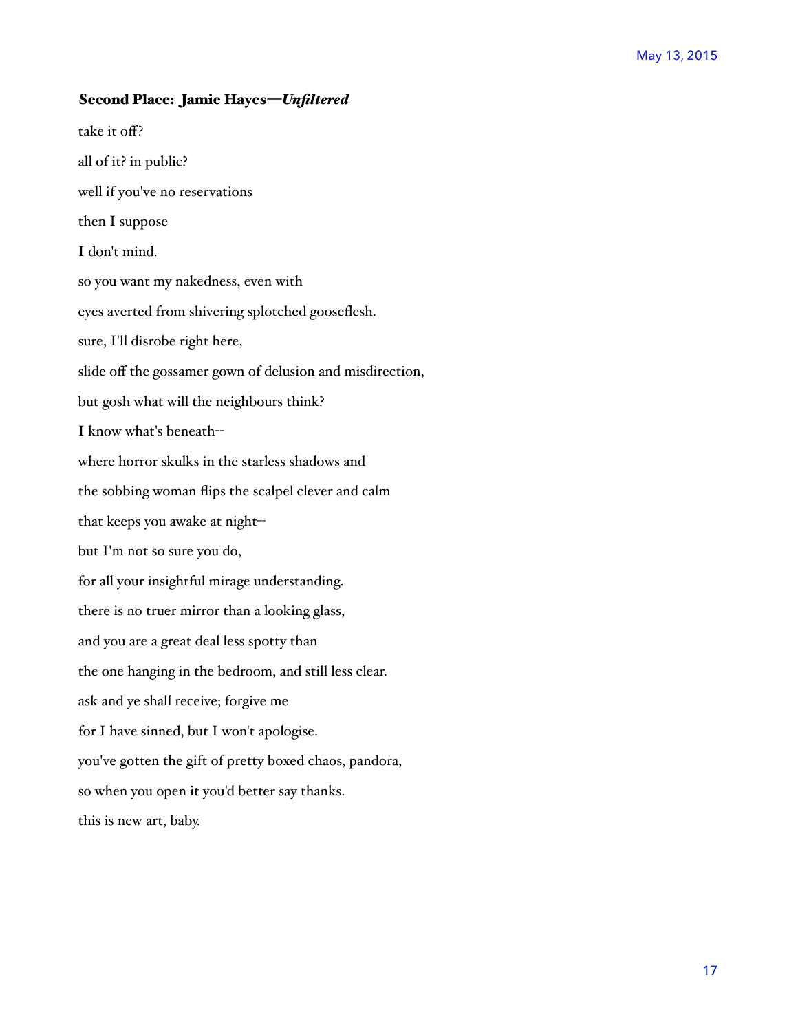### **Second Place: Jamie Hayes—*Unfiltered***

take it off?

all of it? in public?

well if you've no reservations

then I suppose

I don't mind.

so you want my nakedness, even with

eyes averted from shivering splotched gooseflesh.

sure, I'll disrobe right here,

slide off the gossamer gown of delusion and misdirection,

but gosh what will the neighbours think?

I know what's beneath--

where horror skulks in the starless shadows and

the sobbing woman flips the scalpel clever and calm

that keeps you awake at night--

but I'm not so sure you do,

for all your insightful mirage understanding.

there is no truer mirror than a looking glass,

and you are a great deal less spotty than

the one hanging in the bedroom, and still less clear.

ask and ye shall receive; forgive me

for I have sinned, but I won't apologise.

you've gotten the gift of pretty boxed chaos, pandora,

so when you open it you'd better say thanks.

this is new art, baby.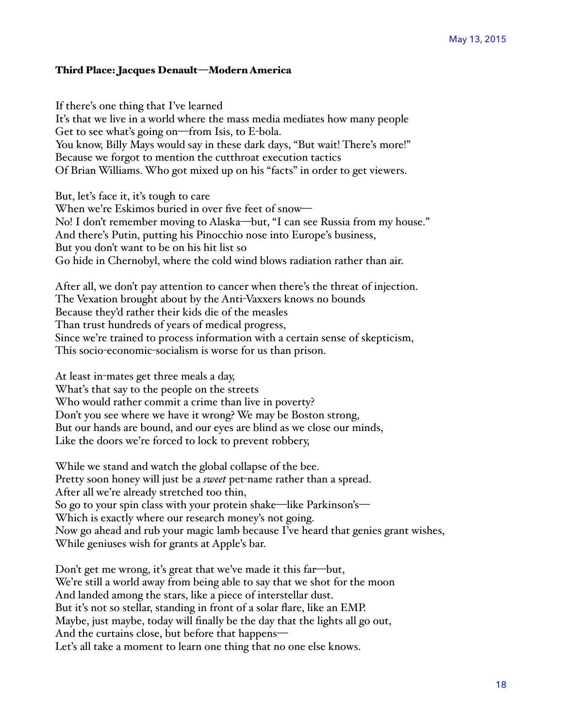**Third Place: Jacques Denault—Modern America**

If there's one thing that I've learned  
It's that we live in a world where the mass media mediates how many people  
Get to see what's going on—from Isis, to E-bola.  
You know, Billy Mays would say in these dark days, "But wait! There's more!"  
Because we forgot to mention the cutthroat execution tactics  
Of Brian Williams. Who got mixed up on his "facts" in order to get viewers.

But, let's face it, it's tough to care  
When we're Eskimos buried in over five feet of snow—  
No! I don't remember moving to Alaska—but, "I can see Russia from my house."  
And there's Putin, putting his Pinocchio nose into Europe's business,  
But you don't want to be on his hit list so  
Go hide in Chernobyl, where the cold wind blows radiation rather than air.

After all, we don't pay attention to cancer when there's the threat of injection.  
The Vexation brought about by the Anti-Vaxxers knows no bounds  
Because they'd rather their kids die of the measles  
Than trust hundreds of years of medical progress,  
Since we're trained to process information with a certain sense of skepticism,  
This socio-economic-socialism is worse for us than prison.

At least in-mates get three meals a day,  
What's that say to the people on the streets  
Who would rather commit a crime than live in poverty?  
Don't you see where we have it wrong? We may be Boston strong,  
But our hands are bound, and our eyes are blind as we close our minds,  
Like the doors we're forced to lock to prevent robbery,

While we stand and watch the global collapse of the bee.  
Pretty soon honey will just be a *sweet* pet-name rather than a spread.  
After all we're already stretched too thin,  
So go to your spin class with your protein shake—like Parkinson's—  
Which is exactly where our research money's not going.  
Now go ahead and rub your magic lamb because I've heard that genies grant wishes,  
While geniuses wish for grants at Apple's bar.

Don't get me wrong, it's great that we've made it this far—but,  
We're still a world away from being able to say that we shot for the moon  
And landed among the stars, like a piece of interstellar dust.  
But it's not so stellar, standing in front of a solar flare, like an EMP.  
Maybe, just maybe, today will finally be the day that the lights all go out,  
And the curtains close, but before that happens—  
Let's all take a moment to learn one thing that no one else knows.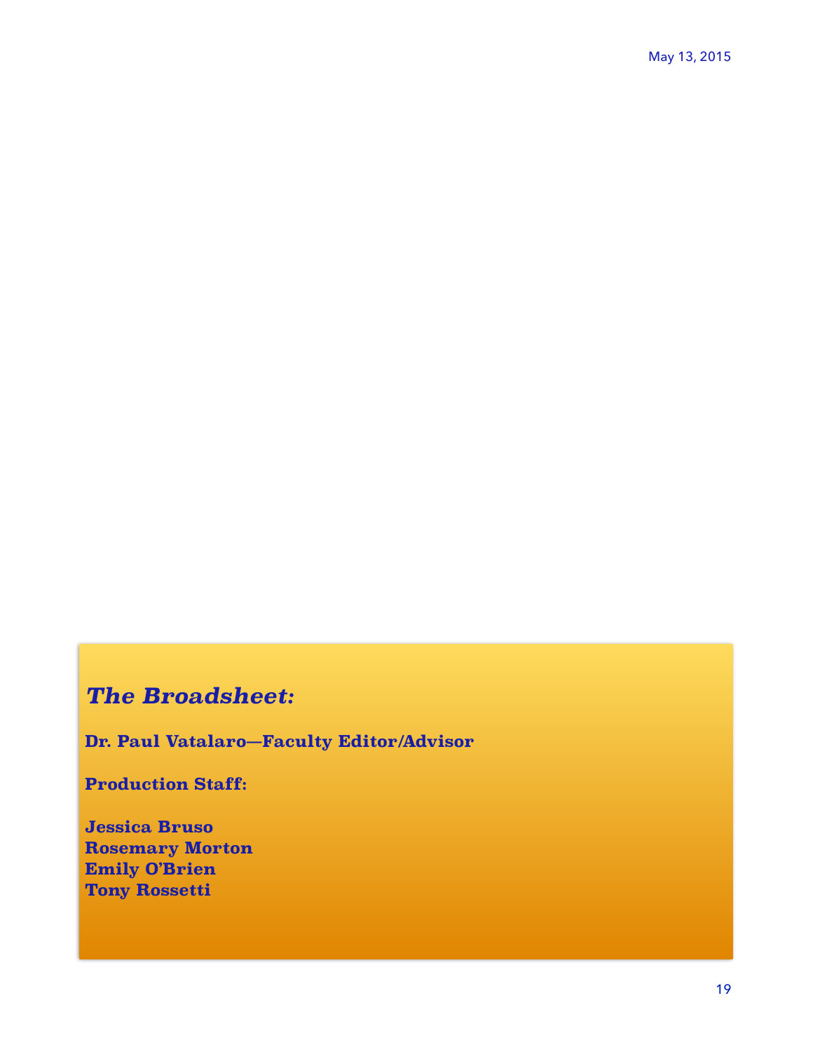***The Broadsheet:***

**Dr. Paul Vatalaro—Faculty Editor/Advisor**

**Production Staff:**

**Jessica Bruso**
**Rosemary Morton**
**Emily O'Brien**
**Tony Rossetti**